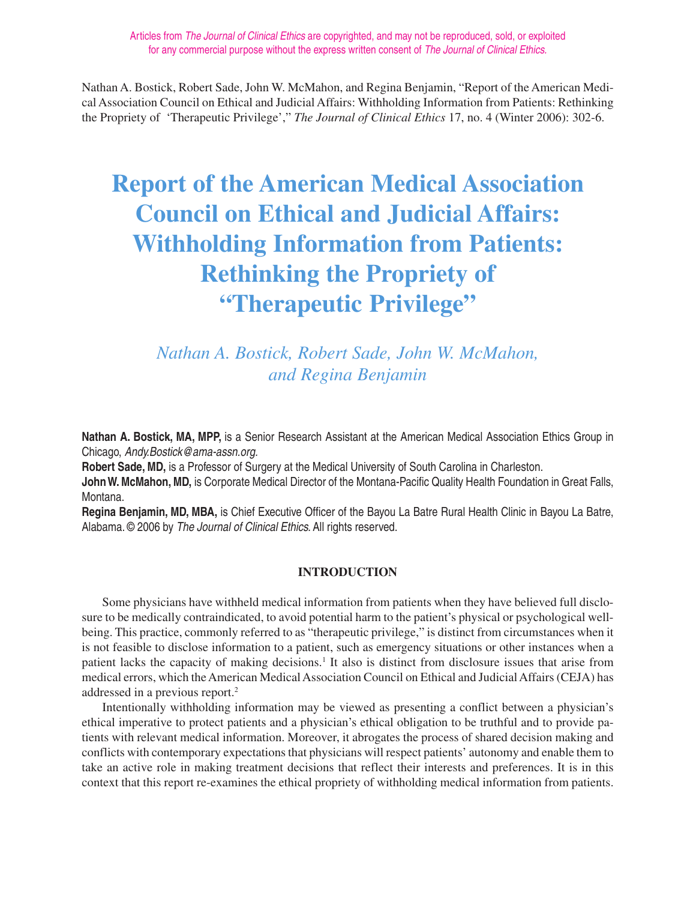Articles from *The Journal of Clinical Ethics* are copyrighted, and may not be reproduced, sold, or exploited for any commercial purpose without the express written consent of *The Journal of Clinical Ethics*.

Nathan A. Bostick, Robert Sade, John W. McMahon, and Regina Benjamin, "Report of the American Medical Association Council on Ethical and Judicial Affairs: Withholding Information from Patients: Rethinking the Propriety of 'Therapeutic Privilege'," *The Journal of Clinical Ethics* 17, no. 4 (Winter 2006): 302-6.

# Report of the American Medical Association Council on Ethical and Judicial Affairs: Withholding Information from Patients: Rethinking the Propriety of "Therapeutic Privilege"

*Nathan A. Bostick, Robert Sade, John W. McMahon, and Regina Benjamin*

**Nathan A. Bostick, MA, MPP,** is a Senior Research Assistant at the American Medical Association Ethics Group in Chicago, *Andy.Bostick@ama-assn.org*.

**Robert Sade, MD,** is a Professor of Surgery at the Medical University of South Carolina in Charleston.

**John W. McMahon, MD,** is Corporate Medical Director of the Montana-Pacific Quality Health Foundation in Great Falls, Montana.

**Regina Benjamin, MD, MBA,** is Chief Executive Officer of the Bayou La Batre Rural Health Clinic in Bayou La Batre, Alabama. © 2006 by *The Journal of Clinical Ethics.* All rights reserved.

## INTRODUCTION

Some physicians have withheld medical information from patients when they have believed full disclosure to be medically contraindicated, to avoid potential harm to the patient's physical or psychological wellbeing. This practice, commonly referred to as "therapeutic privilege," is distinct from circumstances when it is not feasible to disclose information to a patient, such as emergency situations or other instances when a patient lacks the capacity of making decisions.[1] It also is distinct from disclosure issues that arise from medical errors, which the American Medical Association Council on Ethical and Judicial Affairs (CEJA) has addressed in a previous report.[2]

Intentionally withholding information may be viewed as presenting a conflict between a physician's ethical imperative to protect patients and a physician's ethical obligation to be truthful and to provide patients with relevant medical information. Moreover, it abrogates the process of shared decision making and conflicts with contemporary expectations that physicians will respect patients' autonomy and enable them to take an active role in making treatment decisions that reflect their interests and preferences. It is in this context that this report re-examines the ethical propriety of withholding medical information from patients.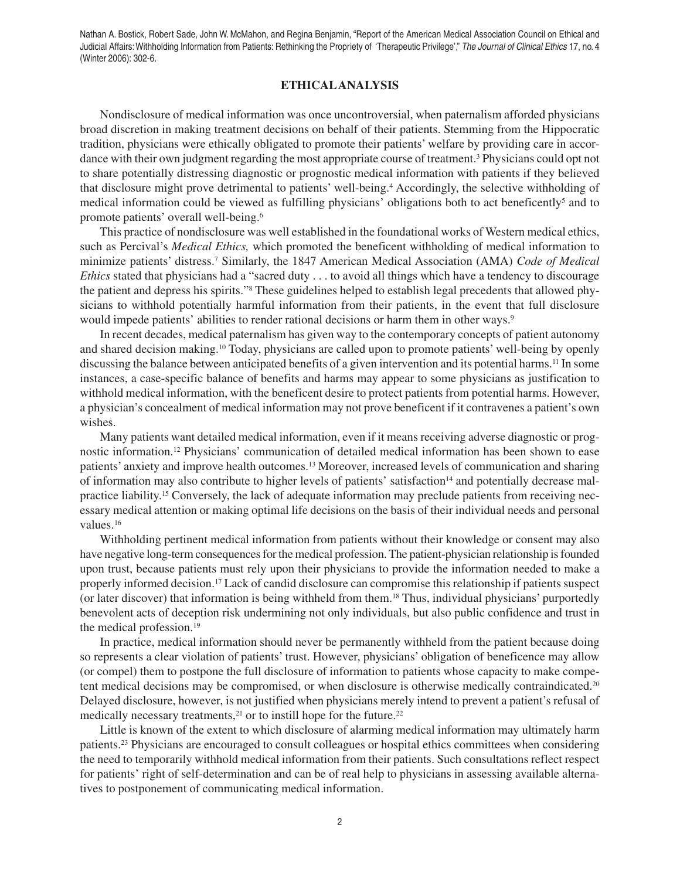## ETHICAL ANALYSIS

Nondisclosure of medical information was once uncontroversial, when paternalism afforded physicians broad discretion in making treatment decisions on behalf of their patients. Stemming from the Hippocratic tradition, physicians were ethically obligated to promote their patients' welfare by providing care in accordance with their own judgment regarding the most appropriate course of treatment.[3] Physicians could opt not to share potentially distressing diagnostic or prognostic medical information with patients if they believed that disclosure might prove detrimental to patients' well-being.[4] Accordingly, the selective withholding of medical information could be viewed as fulfilling physicians' obligations both to act beneficently[5] and to promote patients' overall well-being.[6]

This practice of nondisclosure was well established in the foundational works of Western medical ethics, such as Percival's *Medical Ethics,* which promoted the beneficent withholding of medical information to minimize patients' distress.[7] Similarly, the 1847 American Medical Association (AMA) *Code of Medical Ethics* stated that physicians had a "sacred duty . . . to avoid all things which have a tendency to discourage the patient and depress his spirits."[8] These guidelines helped to establish legal precedents that allowed physicians to withhold potentially harmful information from their patients, in the event that full disclosure would impede patients' abilities to render rational decisions or harm them in other ways.[9]

In recent decades, medical paternalism has given way to the contemporary concepts of patient autonomy and shared decision making.[10] Today, physicians are called upon to promote patients' well-being by openly discussing the balance between anticipated benefits of a given intervention and its potential harms.[11] In some instances, a case-specific balance of benefits and harms may appear to some physicians as justification to withhold medical information, with the beneficent desire to protect patients from potential harms. However, a physician's concealment of medical information may not prove beneficent if it contravenes a patient's own wishes.

Many patients want detailed medical information, even if it means receiving adverse diagnostic or prognostic information.[12] Physicians' communication of detailed medical information has been shown to ease patients' anxiety and improve health outcomes.[13] Moreover, increased levels of communication and sharing of information may also contribute to higher levels of patients' satisfaction[14] and potentially decrease malpractice liability.[15] Conversely, the lack of adequate information may preclude patients from receiving necessary medical attention or making optimal life decisions on the basis of their individual needs and personal values.[16]

Withholding pertinent medical information from patients without their knowledge or consent may also have negative long-term consequences for the medical profession. The patient-physician relationship is founded upon trust, because patients must rely upon their physicians to provide the information needed to make a properly informed decision.[17] Lack of candid disclosure can compromise this relationship if patients suspect (or later discover) that information is being withheld from them.[18] Thus, individual physicians' purportedly benevolent acts of deception risk undermining not only individuals, but also public confidence and trust in the medical profession.[19]

In practice, medical information should never be permanently withheld from the patient because doing so represents a clear violation of patients' trust. However, physicians' obligation of beneficence may allow (or compel) them to postpone the full disclosure of information to patients whose capacity to make competent medical decisions may be compromised, or when disclosure is otherwise medically contraindicated.[20] Delayed disclosure, however, is not justified when physicians merely intend to prevent a patient's refusal of medically necessary treatments,[21] or to instill hope for the future.[22]

Little is known of the extent to which disclosure of alarming medical information may ultimately harm patients.[23] Physicians are encouraged to consult colleagues or hospital ethics committees when considering the need to temporarily withhold medical information from their patients. Such consultations reflect respect for patients' right of self-determination and can be of real help to physicians in assessing available alternatives to postponement of communicating medical information.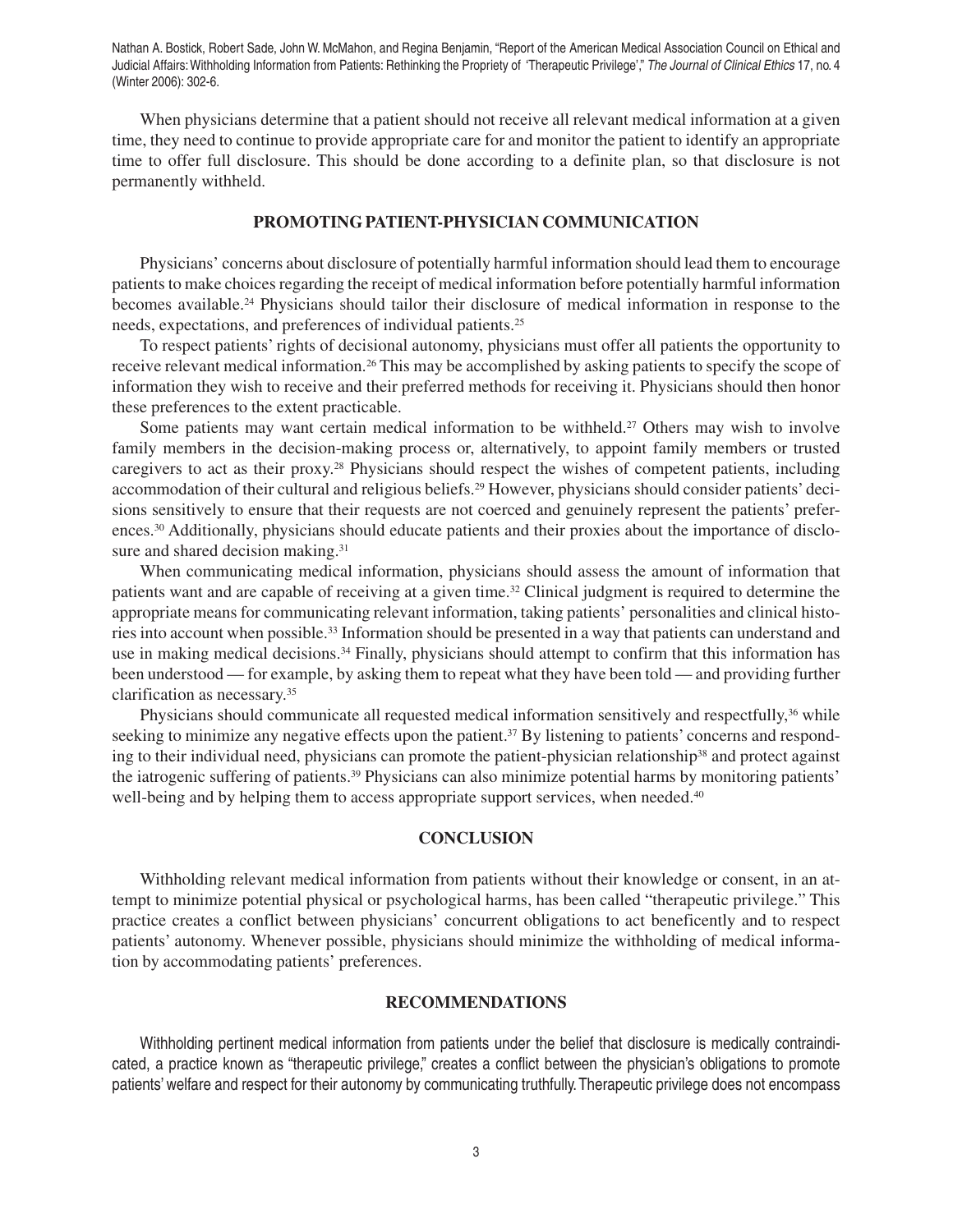When physicians determine that a patient should not receive all relevant medical information at a given time, they need to continue to provide appropriate care for and monitor the patient to identify an appropriate time to offer full disclosure. This should be done according to a definite plan, so that disclosure is not permanently withheld.

## PROMOTING PATIENT-PHYSICIAN COMMUNICATION

Physicians' concerns about disclosure of potentially harmful information should lead them to encourage patients to make choices regarding the receipt of medical information before potentially harmful information becomes available.[24] Physicians should tailor their disclosure of medical information in response to the needs, expectations, and preferences of individual patients.[25]

To respect patients' rights of decisional autonomy, physicians must offer all patients the opportunity to receive relevant medical information.[26] This may be accomplished by asking patients to specify the scope of information they wish to receive and their preferred methods for receiving it. Physicians should then honor these preferences to the extent practicable.

Some patients may want certain medical information to be withheld.[27] Others may wish to involve family members in the decision-making process or, alternatively, to appoint family members or trusted caregivers to act as their proxy.[28] Physicians should respect the wishes of competent patients, including accommodation of their cultural and religious beliefs.[29] However, physicians should consider patients' decisions sensitively to ensure that their requests are not coerced and genuinely represent the patients' preferences.[30] Additionally, physicians should educate patients and their proxies about the importance of disclosure and shared decision making.[31]

When communicating medical information, physicians should assess the amount of information that patients want and are capable of receiving at a given time.[32] Clinical judgment is required to determine the appropriate means for communicating relevant information, taking patients' personalities and clinical histories into account when possible.[33] Information should be presented in a way that patients can understand and use in making medical decisions.[34] Finally, physicians should attempt to confirm that this information has been understood — for example, by asking them to repeat what they have been told — and providing further clarification as necessary.[35]

Physicians should communicate all requested medical information sensitively and respectfully,[36] while seeking to minimize any negative effects upon the patient.[37] By listening to patients' concerns and responding to their individual need, physicians can promote the patient-physician relationship[38] and protect against the iatrogenic suffering of patients.[39] Physicians can also minimize potential harms by monitoring patients' well-being and by helping them to access appropriate support services, when needed.[40]

## CONCLUSION

Withholding relevant medical information from patients without their knowledge or consent, in an attempt to minimize potential physical or psychological harms, has been called "therapeutic privilege." This practice creates a conflict between physicians' concurrent obligations to act beneficently and to respect patients' autonomy. Whenever possible, physicians should minimize the withholding of medical information by accommodating patients' preferences.

## RECOMMENDATIONS

Withholding pertinent medical information from patients under the belief that disclosure is medically contraindicated, a practice known as "therapeutic privilege," creates a conflict between the physician's obligations to promote patients' welfare and respect for their autonomy by communicating truthfully. Therapeutic privilege does not encompass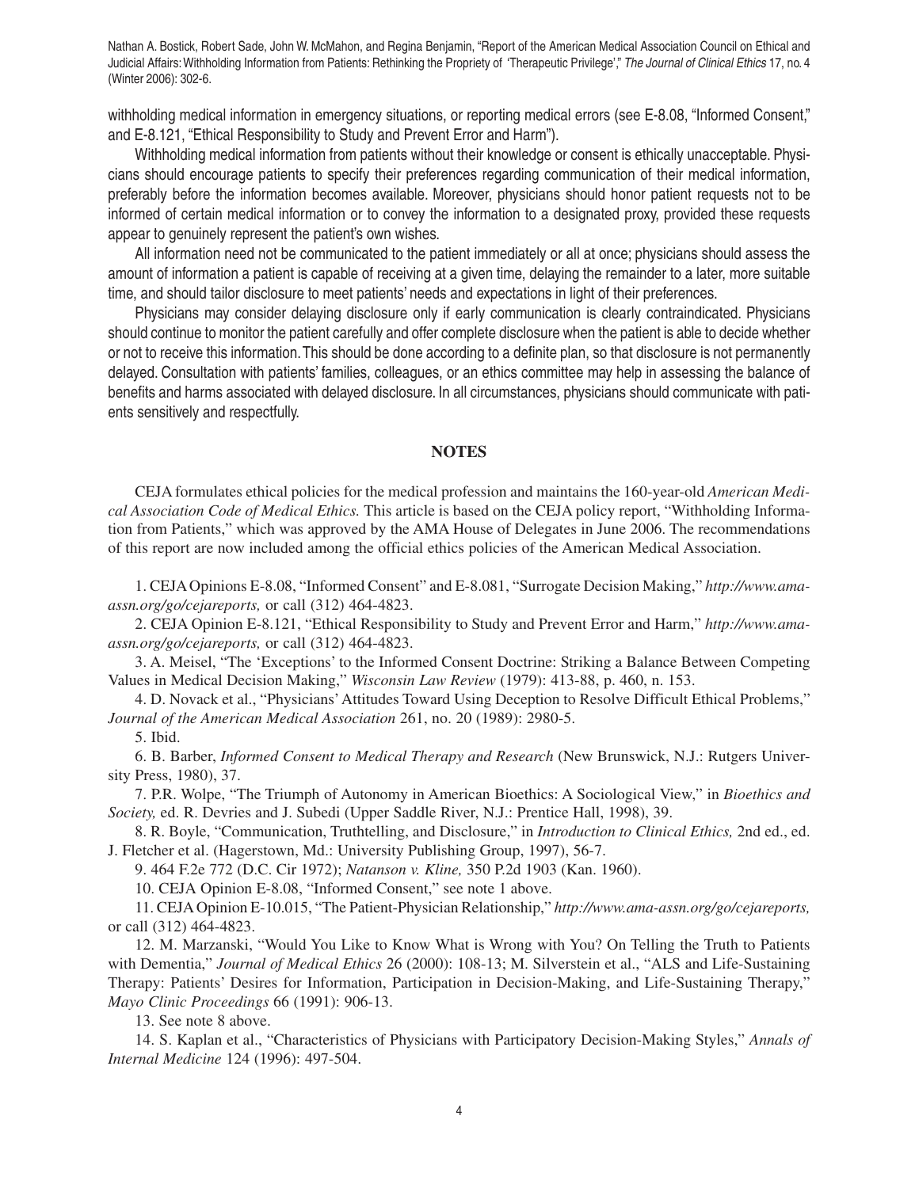withholding medical information in emergency situations, or reporting medical errors (see E-8.08, "Informed Consent," and E-8.121, "Ethical Responsibility to Study and Prevent Error and Harm").

Withholding medical information from patients without their knowledge or consent is ethically unacceptable. Physicians should encourage patients to specify their preferences regarding communication of their medical information, preferably before the information becomes available. Moreover, physicians should honor patient requests not to be informed of certain medical information or to convey the information to a designated proxy, provided these requests appear to genuinely represent the patient's own wishes.

All information need not be communicated to the patient immediately or all at once; physicians should assess the amount of information a patient is capable of receiving at a given time, delaying the remainder to a later, more suitable time, and should tailor disclosure to meet patients' needs and expectations in light of their preferences.

Physicians may consider delaying disclosure only if early communication is clearly contraindicated. Physicians should continue to monitor the patient carefully and offer complete disclosure when the patient is able to decide whether or not to receive this information. This should be done according to a definite plan, so that disclosure is not permanently delayed. Consultation with patients' families, colleagues, or an ethics committee may help in assessing the balance of benefits and harms associated with delayed disclosure. In all circumstances, physicians should communicate with patients sensitively and respectfully.

## NOTES

CEJA formulates ethical policies for the medical profession and maintains the 160-year-old *American Medical Association Code of Medical Ethics.* This article is based on the CEJA policy report, "Withholding Information from Patients," which was approved by the AMA House of Delegates in June 2006. The recommendations of this report are now included among the official ethics policies of the American Medical Association.

1. CEJA Opinions E-8.08, "Informed Consent" and E-8.081, "Surrogate Decision Making," *http://www.ama-assn.org/go/cejareports,* or call (312) 464-4823.

2. CEJA Opinion E-8.121, "Ethical Responsibility to Study and Prevent Error and Harm," *http://www.ama-assn.org/go/cejareports,* or call (312) 464-4823.

3. A. Meisel, "The 'Exceptions' to the Informed Consent Doctrine: Striking a Balance Between Competing Values in Medical Decision Making," *Wisconsin Law Review* (1979): 413-88, p. 460, n. 153.

4. D. Novack et al., "Physicians' Attitudes Toward Using Deception to Resolve Difficult Ethical Problems," *Journal of the American Medical Association* 261, no. 20 (1989): 2980-5.

5. Ibid.

6. B. Barber, *Informed Consent to Medical Therapy and Research* (New Brunswick, N.J.: Rutgers University Press, 1980), 37.

7. P.R. Wolpe, "The Triumph of Autonomy in American Bioethics: A Sociological View," in *Bioethics and Society,* ed. R. Devries and J. Subedi (Upper Saddle River, N.J.: Prentice Hall, 1998), 39.

8. R. Boyle, "Communication, Truthtelling, and Disclosure," in *Introduction to Clinical Ethics,* 2nd ed., ed. J. Fletcher et al. (Hagerstown, Md.: University Publishing Group, 1997), 56-7.

9. 464 F.2e 772 (D.C. Cir 1972); *Natanson v. Kline,* 350 P.2d 1903 (Kan. 1960).

10. CEJA Opinion E-8.08, "Informed Consent," see note 1 above.

11. CEJA Opinion E-10.015, "The Patient-Physician Relationship," *http://www.ama-assn.org/go/cejareports,* or call (312) 464-4823.

12. M. Marzanski, "Would You Like to Know What is Wrong with You? On Telling the Truth to Patients with Dementia," *Journal of Medical Ethics* 26 (2000): 108-13; M. Silverstein et al., "ALS and Life-Sustaining Therapy: Patients' Desires for Information, Participation in Decision-Making, and Life-Sustaining Therapy," *Mayo Clinic Proceedings* 66 (1991): 906-13.

13. See note 8 above.

14. S. Kaplan et al., "Characteristics of Physicians with Participatory Decision-Making Styles," *Annals of Internal Medicine* 124 (1996): 497-504.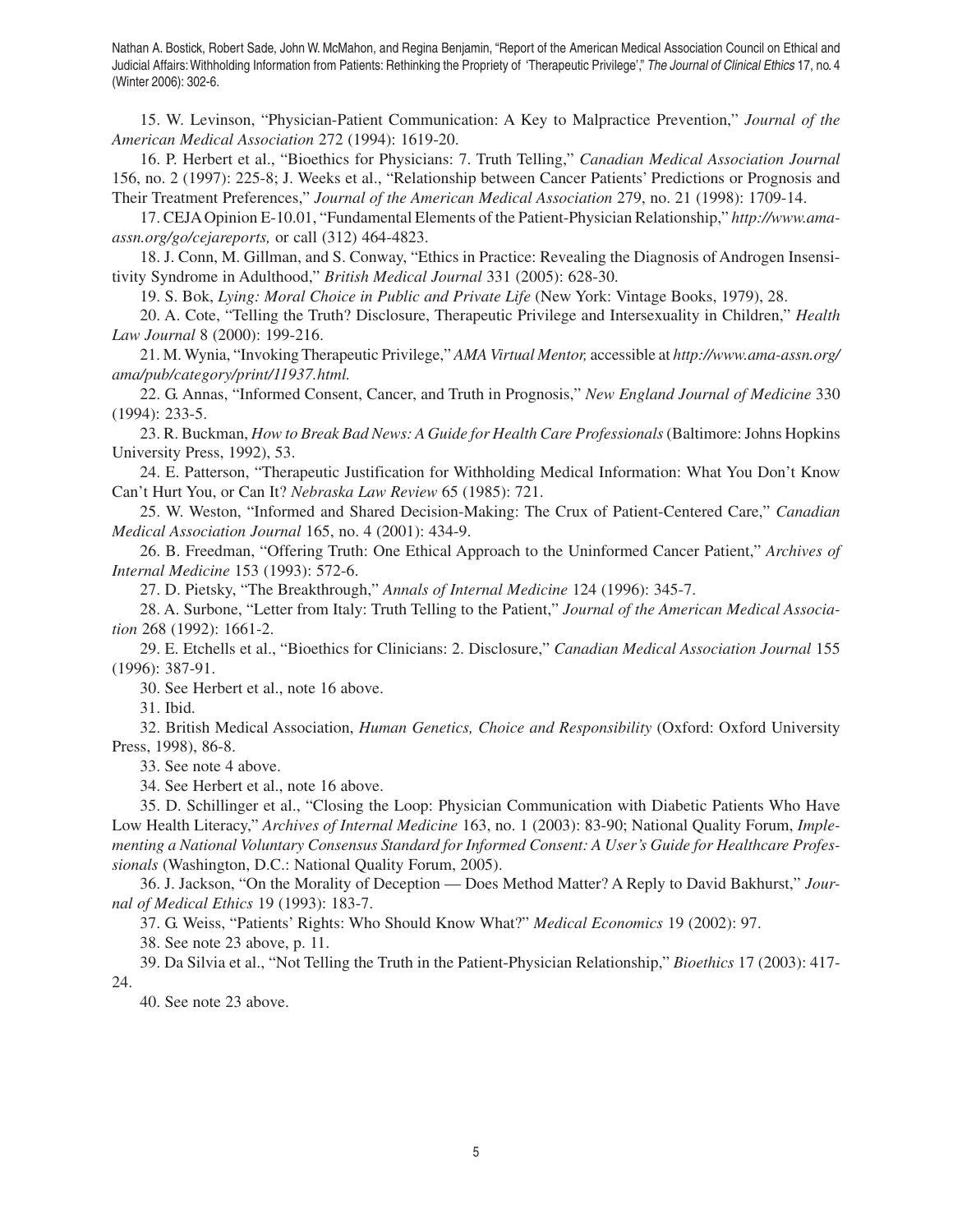15. W. Levinson, "Physician-Patient Communication: A Key to Malpractice Prevention," *Journal of the American Medical Association* 272 (1994): 1619-20.

16. P. Herbert et al., "Bioethics for Physicians: 7. Truth Telling," *Canadian Medical Association Journal* 156, no. 2 (1997): 225-8; J. Weeks et al., "Relationship between Cancer Patients' Predictions or Prognosis and Their Treatment Preferences," *Journal of the American Medical Association* 279, no. 21 (1998): 1709-14.

17. CEJA Opinion E-10.01, "Fundamental Elements of the Patient-Physician Relationship," *http://www.ama-assn.org/go/cejareports,* or call (312) 464-4823.

18. J. Conn, M. Gillman, and S. Conway, "Ethics in Practice: Revealing the Diagnosis of Androgen Insensitivity Syndrome in Adulthood," *British Medical Journal* 331 (2005): 628-30.

19. S. Bok, *Lying: Moral Choice in Public and Private Life* (New York: Vintage Books, 1979), 28.

20. A. Cote, "Telling the Truth? Disclosure, Therapeutic Privilege and Intersexuality in Children," *Health Law Journal* 8 (2000): 199-216.

21. M. Wynia, "Invoking Therapeutic Privilege," *AMA Virtual Mentor,* accessible at *http://www.ama-assn.org/ama/pub/category/print/11937.html.*

22. G. Annas, "Informed Consent, Cancer, and Truth in Prognosis," *New England Journal of Medicine* 330 (1994): 233-5.

23. R. Buckman, *How to Break Bad News: A Guide for Health Care Professionals* (Baltimore: Johns Hopkins University Press, 1992), 53.

24. E. Patterson, "Therapeutic Justification for Withholding Medical Information: What You Don't Know Can't Hurt You, or Can It? *Nebraska Law Review* 65 (1985): 721.

25. W. Weston, "Informed and Shared Decision-Making: The Crux of Patient-Centered Care," *Canadian Medical Association Journal* 165, no. 4 (2001): 434-9.

26. B. Freedman, "Offering Truth: One Ethical Approach to the Uninformed Cancer Patient," *Archives of Internal Medicine* 153 (1993): 572-6.

27. D. Pietsky, "The Breakthrough," *Annals of Internal Medicine* 124 (1996): 345-7.

28. A. Surbone, "Letter from Italy: Truth Telling to the Patient," *Journal of the American Medical Association* 268 (1992): 1661-2.

29. E. Etchells et al., "Bioethics for Clinicians: 2. Disclosure," *Canadian Medical Association Journal* 155 (1996): 387-91.

30. See Herbert et al., note 16 above.

31. Ibid.

32. British Medical Association, *Human Genetics, Choice and Responsibility* (Oxford: Oxford University Press, 1998), 86-8.

33. See note 4 above.

34. See Herbert et al., note 16 above.

35. D. Schillinger et al., "Closing the Loop: Physician Communication with Diabetic Patients Who Have Low Health Literacy," *Archives of Internal Medicine* 163, no. 1 (2003): 83-90; National Quality Forum, *Implementing a National Voluntary Consensus Standard for Informed Consent: A User's Guide for Healthcare Professionals* (Washington, D.C.: National Quality Forum, 2005).

36. J. Jackson, "On the Morality of Deception — Does Method Matter? A Reply to David Bakhurst," *Journal of Medical Ethics* 19 (1993): 183-7.

37. G. Weiss, "Patients' Rights: Who Should Know What?" *Medical Economics* 19 (2002): 97.

38. See note 23 above, p. 11.

39. Da Silvia et al., "Not Telling the Truth in the Patient-Physician Relationship," *Bioethics* 17 (2003): 417-24.

40. See note 23 above.